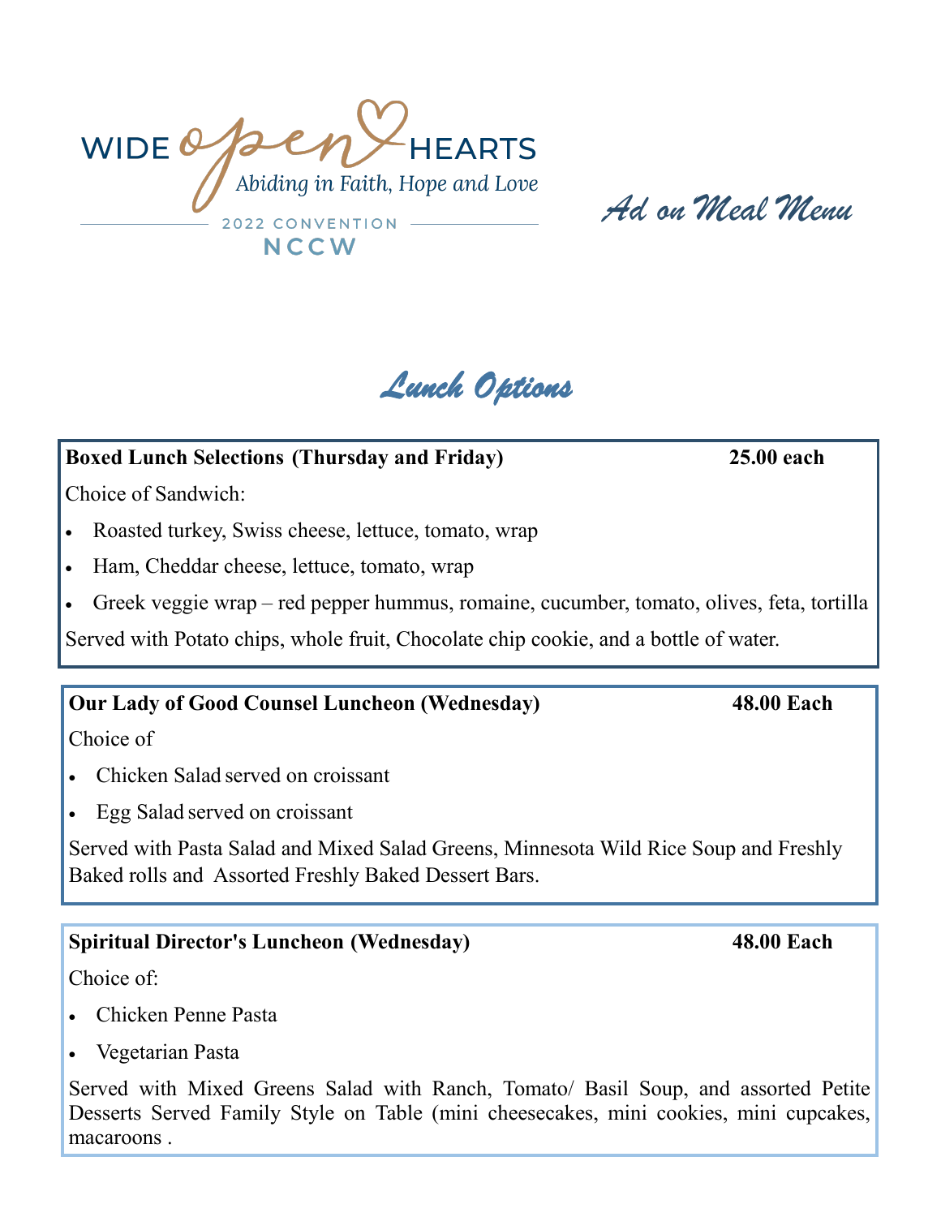WIDE open HEARTS

Abiding in Faith, Hope and Love

2022 CONVENTION

NCCW

# Ad on Meal Menu

## Lunch Options

**Boxed Lunch Selections (Thursday and Friday)** **25.00 each**

Choice of Sandwich:

- Roasted turkey, Swiss cheese, lettuce, tomato, wrap
- Ham, Cheddar cheese, lettuce, tomato, wrap
- Greek veggie wrap – red pepper hummus, romaine, cucumber, tomato, olives, feta, tortilla

Served with Potato chips, whole fruit, Chocolate chip cookie, and a bottle of water.

**Our Lady of Good Counsel Luncheon (Wednesday)** **48.00 Each**

Choice of

- Chicken Salad served on croissant
- Egg Salad served on croissant

Served with Pasta Salad and Mixed Salad Greens, Minnesota Wild Rice Soup and Freshly Baked rolls and Assorted Freshly Baked Dessert Bars.

**Spiritual Director's Luncheon (Wednesday)** **48.00 Each**

Choice of:

- Chicken Penne Pasta
- Vegetarian Pasta

Served with Mixed Greens Salad with Ranch, Tomato/ Basil Soup, and assorted Petite Desserts Served Family Style on Table (mini cheesecakes, mini cookies, mini cupcakes, macaroons .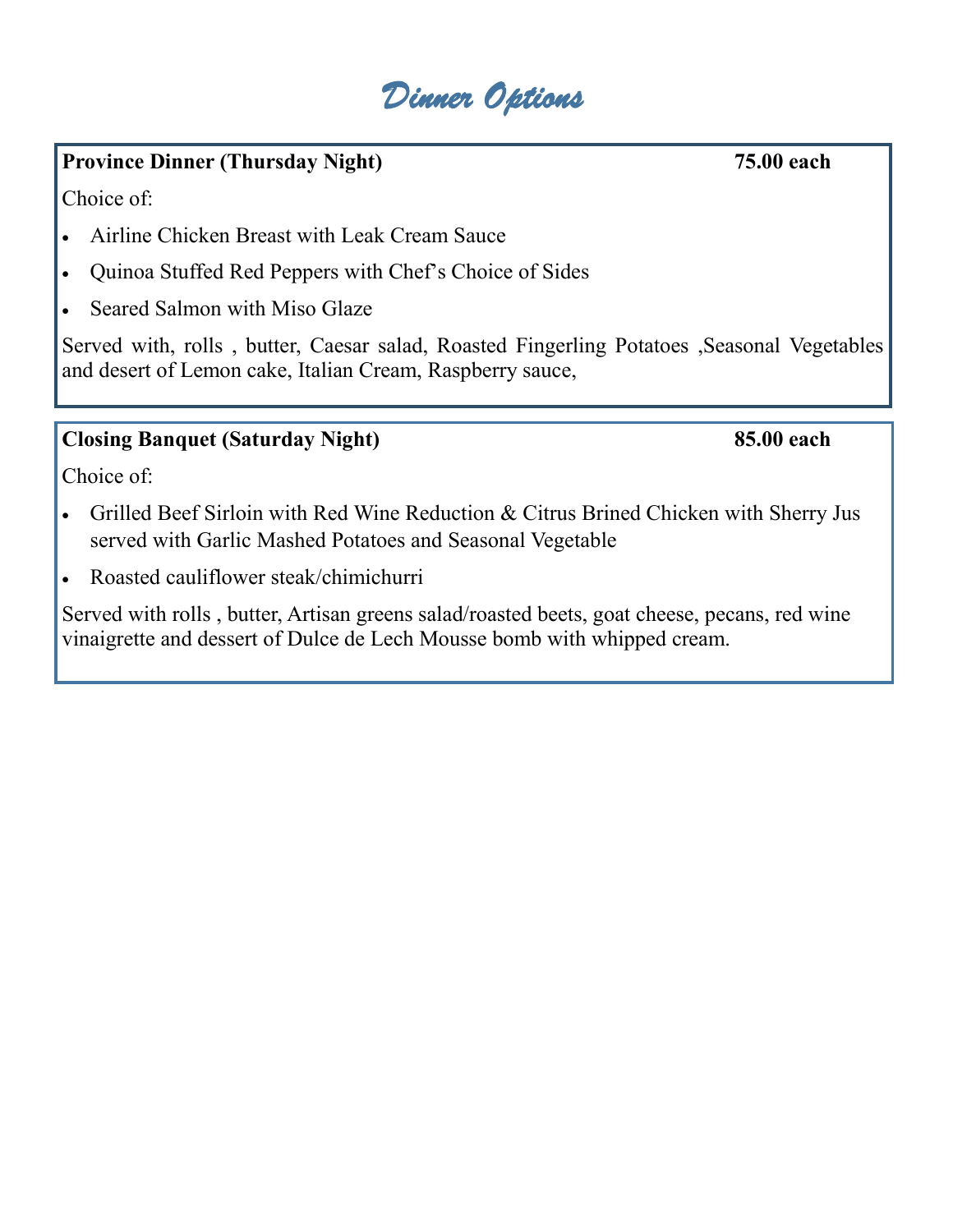# Dinner Options

**Province Dinner (Thursday Night)** **75.00 each**

Choice of:

- Airline Chicken Breast with Leak Cream Sauce
- Quinoa Stuffed Red Peppers with Chef's Choice of Sides
- Seared Salmon with Miso Glaze

Served with, rolls , butter, Caesar salad, Roasted Fingerling Potatoes ,Seasonal Vegetables and desert of Lemon cake, Italian Cream, Raspberry sauce,

**Closing Banquet (Saturday Night)** **85.00 each**

Choice of:

- Grilled Beef Sirloin with Red Wine Reduction & Citrus Brined Chicken with Sherry Jus served with Garlic Mashed Potatoes and Seasonal Vegetable
- Roasted cauliflower steak/chimichurri

Served with rolls , butter, Artisan greens salad/roasted beets, goat cheese, pecans, red wine vinaigrette and dessert of Dulce de Lech Mousse bomb with whipped cream.